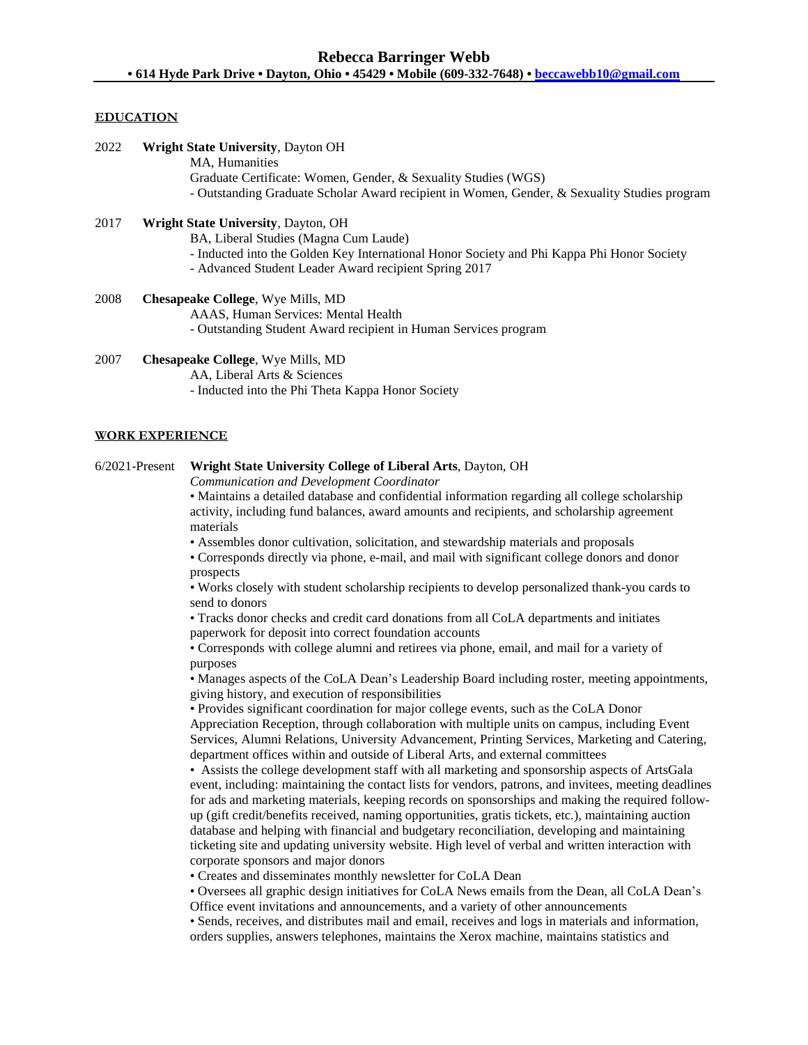# Rebecca Barringer Webb

**• 614 Hyde Park Drive • Dayton, Ohio • 45429 • Mobile (609-332-7648) • beccawebb10@gmail.com**

## EDUCATION

2022 **Wright State University**, Dayton OH
MA, Humanities
Graduate Certificate: Women, Gender, & Sexuality Studies (WGS)
- Outstanding Graduate Scholar Award recipient in Women, Gender, & Sexuality Studies program

2017 **Wright State University**, Dayton, OH
BA, Liberal Studies (Magna Cum Laude)
- Inducted into the Golden Key International Honor Society and Phi Kappa Phi Honor Society
- Advanced Student Leader Award recipient Spring 2017

2008 **Chesapeake College**, Wye Mills, MD
AAAS, Human Services: Mental Health
- Outstanding Student Award recipient in Human Services program

2007 **Chesapeake College**, Wye Mills, MD
AA, Liberal Arts & Sciences
- Inducted into the Phi Theta Kappa Honor Society

## WORK EXPERIENCE

6/2021-Present **Wright State University College of Liberal Arts**, Dayton, OH
*Communication and Development Coordinator*

• Maintains a detailed database and confidential information regarding all college scholarship activity, including fund balances, award amounts and recipients, and scholarship agreement materials
• Assembles donor cultivation, solicitation, and stewardship materials and proposals
• Corresponds directly via phone, e-mail, and mail with significant college donors and donor prospects
• Works closely with student scholarship recipients to develop personalized thank-you cards to send to donors
• Tracks donor checks and credit card donations from all CoLA departments and initiates paperwork for deposit into correct foundation accounts
• Corresponds with college alumni and retirees via phone, email, and mail for a variety of purposes
• Manages aspects of the CoLA Dean's Leadership Board including roster, meeting appointments, giving history, and execution of responsibilities
• Provides significant coordination for major college events, such as the CoLA Donor Appreciation Reception, through collaboration with multiple units on campus, including Event Services, Alumni Relations, University Advancement, Printing Services, Marketing and Catering, department offices within and outside of Liberal Arts, and external committees
• Assists the college development staff with all marketing and sponsorship aspects of ArtsGala event, including: maintaining the contact lists for vendors, patrons, and invitees, meeting deadlines for ads and marketing materials, keeping records on sponsorships and making the required follow-up (gift credit/benefits received, naming opportunities, gratis tickets, etc.), maintaining auction database and helping with financial and budgetary reconciliation, developing and maintaining ticketing site and updating university website. High level of verbal and written interaction with corporate sponsors and major donors
• Creates and disseminates monthly newsletter for CoLA Dean
• Oversees all graphic design initiatives for CoLA News emails from the Dean, all CoLA Dean's Office event invitations and announcements, and a variety of other announcements
• Sends, receives, and distributes mail and email, receives and logs in materials and information, orders supplies, answers telephones, maintains the Xerox machine, maintains statistics and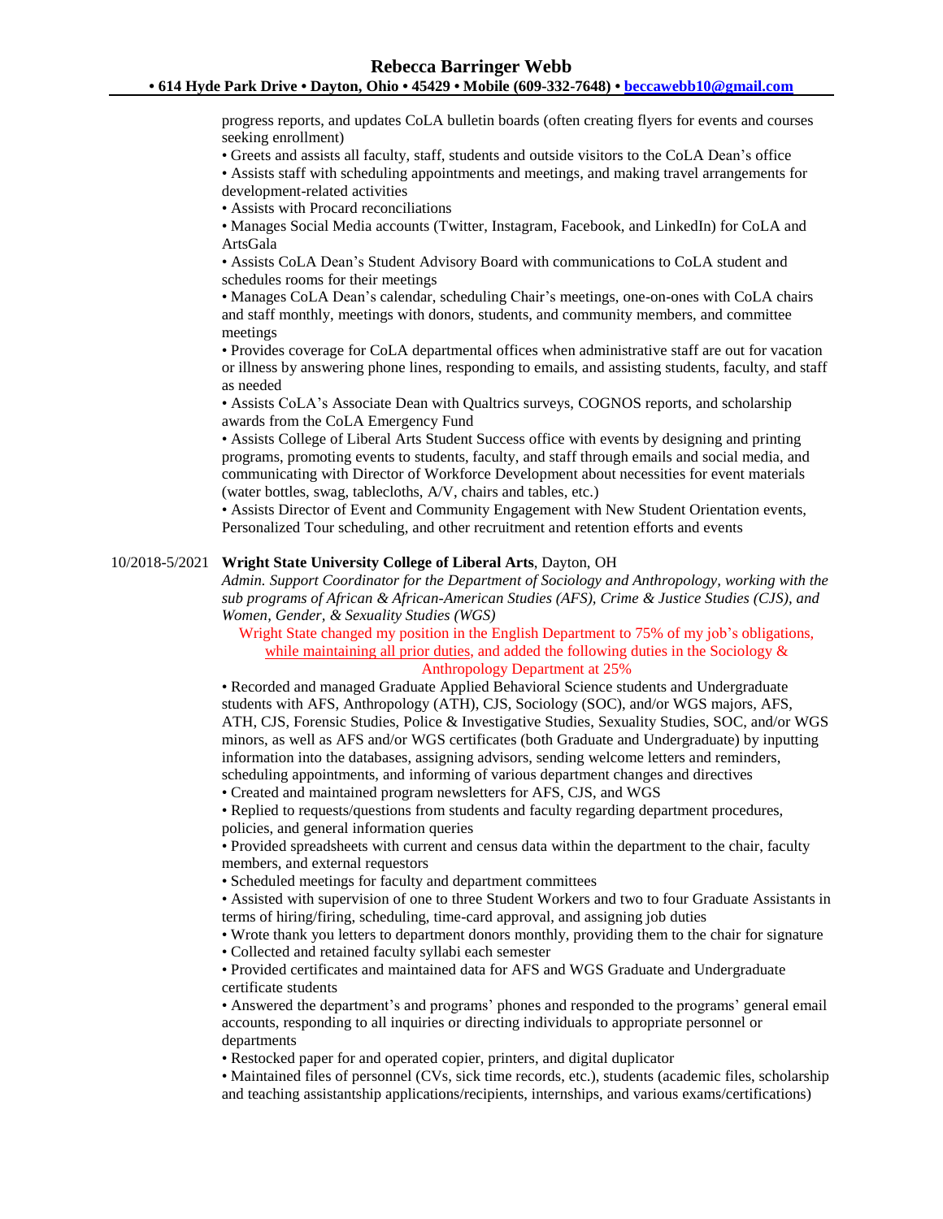progress reports, and updates CoLA bulletin boards (often creating flyers for events and courses seeking enrollment)

• Greets and assists all faculty, staff, students and outside visitors to the CoLA Dean's office
• Assists staff with scheduling appointments and meetings, and making travel arrangements for development-related activities
• Assists with Procard reconciliations
• Manages Social Media accounts (Twitter, Instagram, Facebook, and LinkedIn) for CoLA and ArtsGala
• Assists CoLA Dean's Student Advisory Board with communications to CoLA student and schedules rooms for their meetings
• Manages CoLA Dean's calendar, scheduling Chair's meetings, one-on-ones with CoLA chairs and staff monthly, meetings with donors, students, and community members, and committee meetings
• Provides coverage for CoLA departmental offices when administrative staff are out for vacation or illness by answering phone lines, responding to emails, and assisting students, faculty, and staff as needed
• Assists CoLA's Associate Dean with Qualtrics surveys, COGNOS reports, and scholarship awards from the CoLA Emergency Fund
• Assists College of Liberal Arts Student Success office with events by designing and printing programs, promoting events to students, faculty, and staff through emails and social media, and communicating with Director of Workforce Development about necessities for event materials (water bottles, swag, tablecloths, A/V, chairs and tables, etc.)
• Assists Director of Event and Community Engagement with New Student Orientation events, Personalized Tour scheduling, and other recruitment and retention efforts and events

10/2018-5/2021 **Wright State University College of Liberal Arts**, Dayton, OH
*Admin. Support Coordinator for the Department of Sociology and Anthropology, working with the sub programs of African & African-American Studies (AFS), Crime & Justice Studies (CJS), and Women, Gender, & Sexuality Studies (WGS)*

Wright State changed my position in the English Department to 75% of my job's obligations, while maintaining all prior duties, and added the following duties in the Sociology & Anthropology Department at 25%

• Recorded and managed Graduate Applied Behavioral Science students and Undergraduate students with AFS, Anthropology (ATH), CJS, Sociology (SOC), and/or WGS majors, AFS, ATH, CJS, Forensic Studies, Police & Investigative Studies, Sexuality Studies, SOC, and/or WGS minors, as well as AFS and/or WGS certificates (both Graduate and Undergraduate) by inputting information into the databases, assigning advisors, sending welcome letters and reminders, scheduling appointments, and informing of various department changes and directives
• Created and maintained program newsletters for AFS, CJS, and WGS
• Replied to requests/questions from students and faculty regarding department procedures, policies, and general information queries
• Provided spreadsheets with current and census data within the department to the chair, faculty members, and external requestors
• Scheduled meetings for faculty and department committees
• Assisted with supervision of one to three Student Workers and two to four Graduate Assistants in terms of hiring/firing, scheduling, time-card approval, and assigning job duties
• Wrote thank you letters to department donors monthly, providing them to the chair for signature
• Collected and retained faculty syllabi each semester
• Provided certificates and maintained data for AFS and WGS Graduate and Undergraduate certificate students
• Answered the department's and programs' phones and responded to the programs' general email accounts, responding to all inquiries or directing individuals to appropriate personnel or departments
• Restocked paper for and operated copier, printers, and digital duplicator
• Maintained files of personnel (CVs, sick time records, etc.), students (academic files, scholarship and teaching assistantship applications/recipients, internships, and various exams/certifications)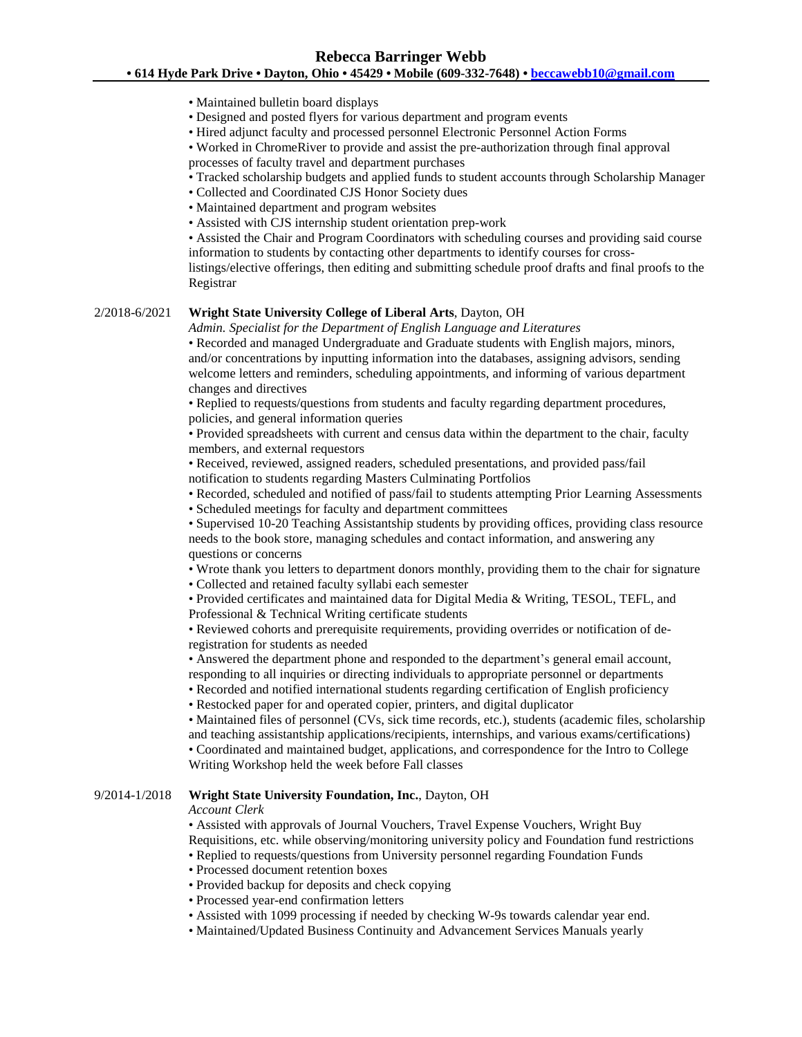**Rebecca Barringer Webb**

**• 614 Hyde Park Drive • Dayton, Ohio • 45429 • Mobile (609-332-7648) • [beccawebb10@gmail.com](mailto:beccawebb10@gmail.com)**

- Maintained bulletin board displays
- Designed and posted flyers for various department and program events
- Hired adjunct faculty and processed personnel Electronic Personnel Action Forms
- Worked in ChromeRiver to provide and assist the pre-authorization through final approval processes of faculty travel and department purchases
- Tracked scholarship budgets and applied funds to student accounts through Scholarship Manager
- Collected and Coordinated CJS Honor Society dues
- Maintained department and program websites
- Assisted with CJS internship student orientation prep-work
- Assisted the Chair and Program Coordinators with scheduling courses and providing said course information to students by contacting other departments to identify courses for cross-listings/elective offerings, then editing and submitting schedule proof drafts and final proofs to the Registrar

2/2018-6/2021 **Wright State University College of Liberal Arts**, Dayton, OH

*Admin. Specialist for the Department of English Language and Literatures*

- Recorded and managed Undergraduate and Graduate students with English majors, minors, and/or concentrations by inputting information into the databases, assigning advisors, sending welcome letters and reminders, scheduling appointments, and informing of various department changes and directives
- Replied to requests/questions from students and faculty regarding department procedures, policies, and general information queries
- Provided spreadsheets with current and census data within the department to the chair, faculty members, and external requestors
- Received, reviewed, assigned readers, scheduled presentations, and provided pass/fail notification to students regarding Masters Culminating Portfolios
- Recorded, scheduled and notified of pass/fail to students attempting Prior Learning Assessments
- Scheduled meetings for faculty and department committees
- Supervised 10-20 Teaching Assistantship students by providing offices, providing class resource needs to the book store, managing schedules and contact information, and answering any questions or concerns
- Wrote thank you letters to department donors monthly, providing them to the chair for signature
- Collected and retained faculty syllabi each semester
- Provided certificates and maintained data for Digital Media & Writing, TESOL, TEFL, and Professional & Technical Writing certificate students
- Reviewed cohorts and prerequisite requirements, providing overrides or notification of de-registration for students as needed
- Answered the department phone and responded to the department's general email account, responding to all inquiries or directing individuals to appropriate personnel or departments
- Recorded and notified international students regarding certification of English proficiency
- Restocked paper for and operated copier, printers, and digital duplicator
- Maintained files of personnel (CVs, sick time records, etc.), students (academic files, scholarship and teaching assistantship applications/recipients, internships, and various exams/certifications)
- Coordinated and maintained budget, applications, and correspondence for the Intro to College Writing Workshop held the week before Fall classes

9/2014-1/2018 **Wright State University Foundation, Inc.**, Dayton, OH

*Account Clerk*

- Assisted with approvals of Journal Vouchers, Travel Expense Vouchers, Wright Buy Requisitions, etc. while observing/monitoring university policy and Foundation fund restrictions
- Replied to requests/questions from University personnel regarding Foundation Funds
- Processed document retention boxes
- Provided backup for deposits and check copying
- Processed year-end confirmation letters
- Assisted with 1099 processing if needed by checking W-9s towards calendar year end.
- Maintained/Updated Business Continuity and Advancement Services Manuals yearly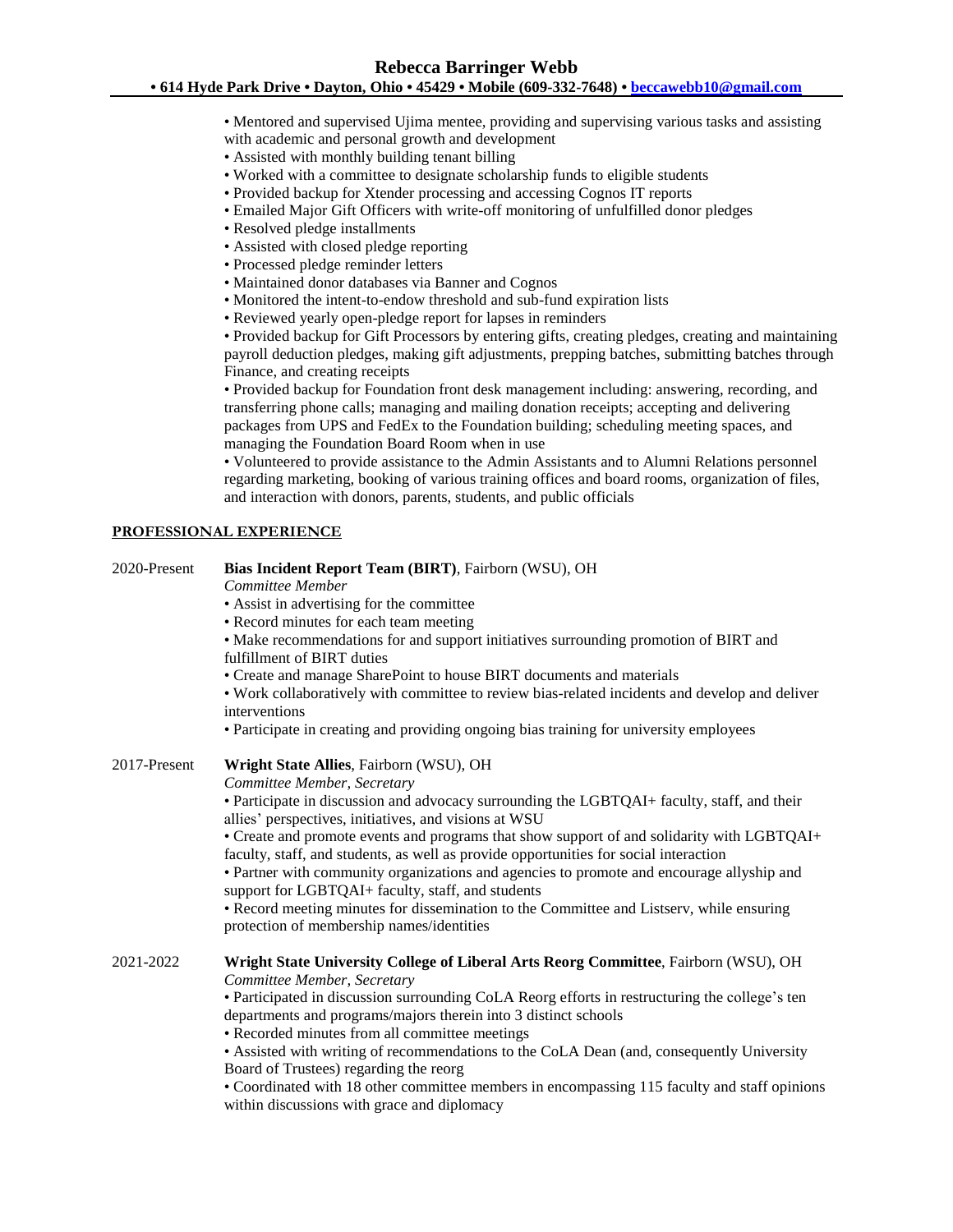- Mentored and supervised Ujima mentee, providing and supervising various tasks and assisting with academic and personal growth and development
- Assisted with monthly building tenant billing
- Worked with a committee to designate scholarship funds to eligible students
- Provided backup for Xtender processing and accessing Cognos IT reports
- Emailed Major Gift Officers with write-off monitoring of unfulfilled donor pledges
- Resolved pledge installments
- Assisted with closed pledge reporting
- Processed pledge reminder letters
- Maintained donor databases via Banner and Cognos
- Monitored the intent-to-endow threshold and sub-fund expiration lists
- Reviewed yearly open-pledge report for lapses in reminders
- Provided backup for Gift Processors by entering gifts, creating pledges, creating and maintaining payroll deduction pledges, making gift adjustments, prepping batches, submitting batches through Finance, and creating receipts
- Provided backup for Foundation front desk management including: answering, recording, and transferring phone calls; managing and mailing donation receipts; accepting and delivering packages from UPS and FedEx to the Foundation building; scheduling meeting spaces, and managing the Foundation Board Room when in use
- Volunteered to provide assistance to the Admin Assistants and to Alumni Relations personnel regarding marketing, booking of various training offices and board rooms, organization of files, and interaction with donors, parents, students, and public officials

## PROFESSIONAL EXPERIENCE

2020-Present **Bias Incident Report Team (BIRT)**, Fairborn (WSU), OH
*Committee Member*

- Assist in advertising for the committee
- Record minutes for each team meeting
- Make recommendations for and support initiatives surrounding promotion of BIRT and fulfillment of BIRT duties
- Create and manage SharePoint to house BIRT documents and materials
- Work collaboratively with committee to review bias-related incidents and develop and deliver interventions
- Participate in creating and providing ongoing bias training for university employees

2017-Present **Wright State Allies**, Fairborn (WSU), OH
*Committee Member, Secretary*

- Participate in discussion and advocacy surrounding the LGBTQAI+ faculty, staff, and their allies' perspectives, initiatives, and visions at WSU
- Create and promote events and programs that show support of and solidarity with LGBTQAI+ faculty, staff, and students, as well as provide opportunities for social interaction
- Partner with community organizations and agencies to promote and encourage allyship and support for LGBTQAI+ faculty, staff, and students
- Record meeting minutes for dissemination to the Committee and Listserv, while ensuring protection of membership names/identities

2021-2022 **Wright State University College of Liberal Arts Reorg Committee**, Fairborn (WSU), OH
*Committee Member, Secretary*

- Participated in discussion surrounding CoLA Reorg efforts in restructuring the college's ten departments and programs/majors therein into 3 distinct schools
- Recorded minutes from all committee meetings
- Assisted with writing of recommendations to the CoLA Dean (and, consequently University Board of Trustees) regarding the reorg
- Coordinated with 18 other committee members in encompassing 115 faculty and staff opinions within discussions with grace and diplomacy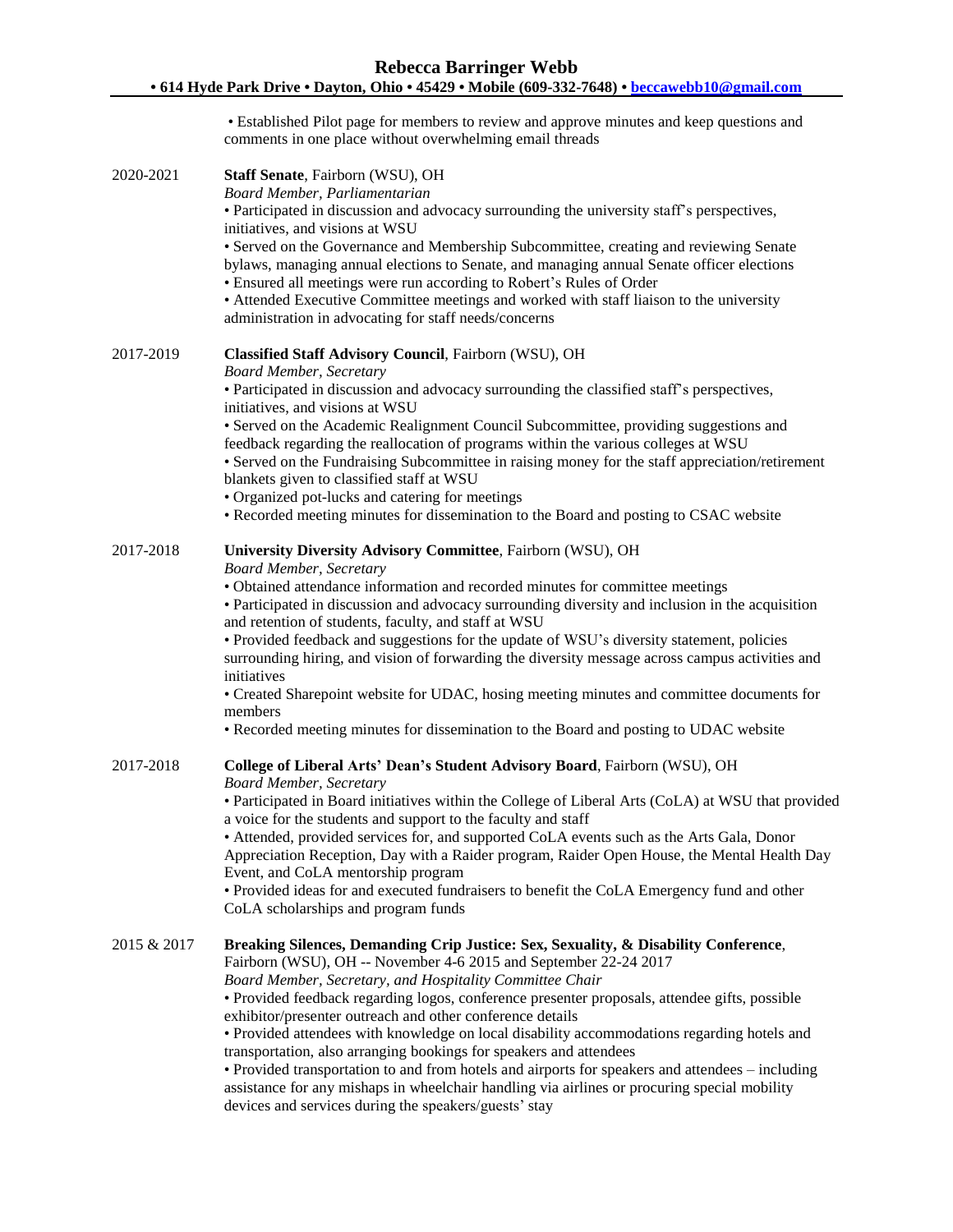• Established Pilot page for members to review and approve minutes and keep questions and comments in one place without overwhelming email threads

2020-2021 **Staff Senate**, Fairborn (WSU), OH
*Board Member, Parliamentarian*
• Participated in discussion and advocacy surrounding the university staff's perspectives, initiatives, and visions at WSU
• Served on the Governance and Membership Subcommittee, creating and reviewing Senate bylaws, managing annual elections to Senate, and managing annual Senate officer elections
• Ensured all meetings were run according to Robert's Rules of Order
• Attended Executive Committee meetings and worked with staff liaison to the university administration in advocating for staff needs/concerns

2017-2019 **Classified Staff Advisory Council**, Fairborn (WSU), OH
*Board Member, Secretary*
• Participated in discussion and advocacy surrounding the classified staff's perspectives, initiatives, and visions at WSU
• Served on the Academic Realignment Council Subcommittee, providing suggestions and feedback regarding the reallocation of programs within the various colleges at WSU
• Served on the Fundraising Subcommittee in raising money for the staff appreciation/retirement blankets given to classified staff at WSU
• Organized pot-lucks and catering for meetings
• Recorded meeting minutes for dissemination to the Board and posting to CSAC website

2017-2018 **University Diversity Advisory Committee**, Fairborn (WSU), OH
*Board Member, Secretary*
• Obtained attendance information and recorded minutes for committee meetings
• Participated in discussion and advocacy surrounding diversity and inclusion in the acquisition and retention of students, faculty, and staff at WSU
• Provided feedback and suggestions for the update of WSU's diversity statement, policies surrounding hiring, and vision of forwarding the diversity message across campus activities and initiatives
• Created Sharepoint website for UDAC, hosing meeting minutes and committee documents for members
• Recorded meeting minutes for dissemination to the Board and posting to UDAC website

2017-2018 **College of Liberal Arts' Dean's Student Advisory Board**, Fairborn (WSU), OH
*Board Member, Secretary*
• Participated in Board initiatives within the College of Liberal Arts (CoLA) at WSU that provided a voice for the students and support to the faculty and staff
• Attended, provided services for, and supported CoLA events such as the Arts Gala, Donor Appreciation Reception, Day with a Raider program, Raider Open House, the Mental Health Day Event, and CoLA mentorship program
• Provided ideas for and executed fundraisers to benefit the CoLA Emergency fund and other CoLA scholarships and program funds

2015 & 2017 **Breaking Silences, Demanding Crip Justice: Sex, Sexuality, & Disability Conference**, Fairborn (WSU), OH -- November 4-6 2015 and September 22-24 2017
*Board Member, Secretary, and Hospitality Committee Chair*
• Provided feedback regarding logos, conference presenter proposals, attendee gifts, possible exhibitor/presenter outreach and other conference details
• Provided attendees with knowledge on local disability accommodations regarding hotels and transportation, also arranging bookings for speakers and attendees
• Provided transportation to and from hotels and airports for speakers and attendees – including assistance for any mishaps in wheelchair handling via airlines or procuring special mobility devices and services during the speakers/guests' stay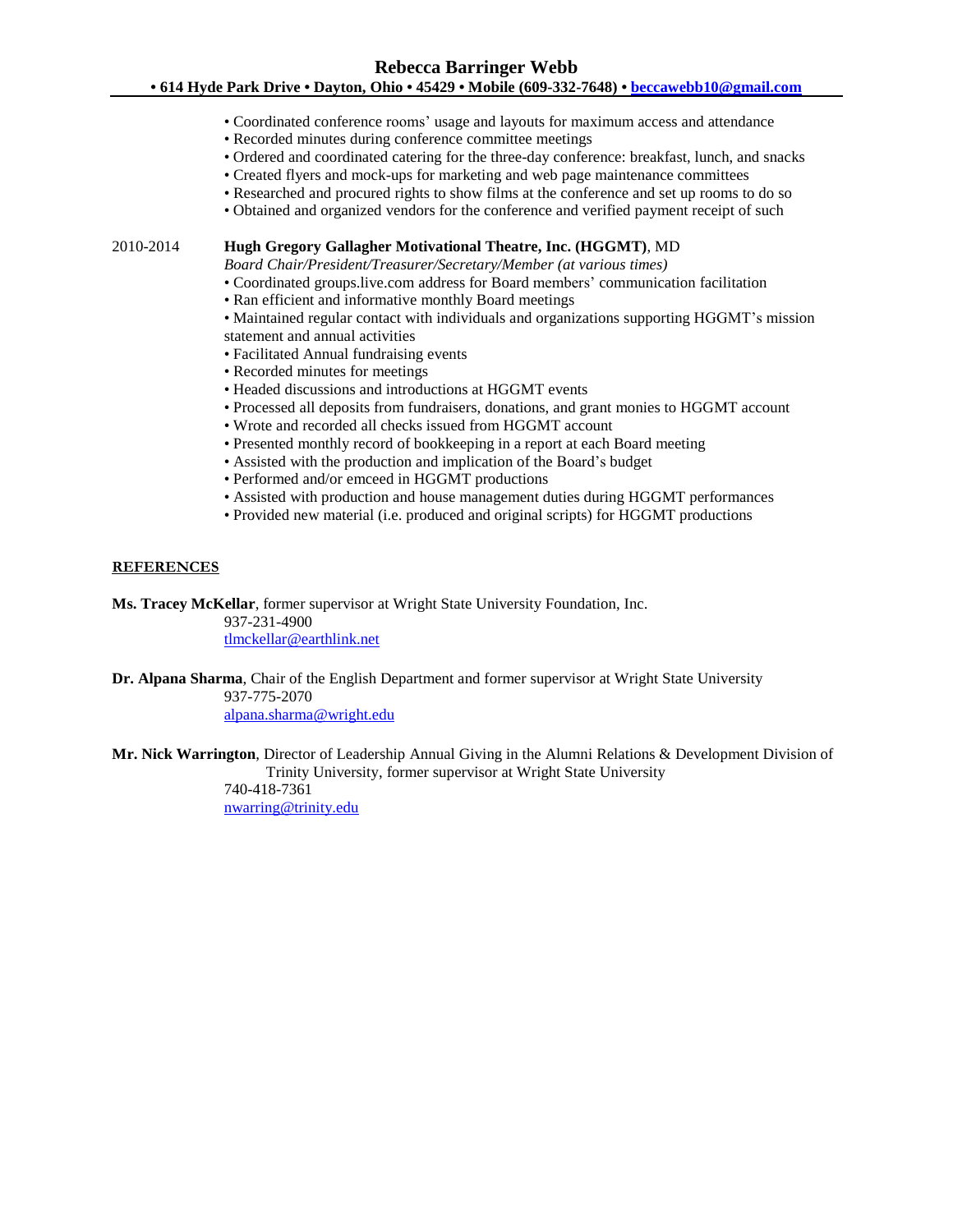**Rebecca Barringer Webb**
**• 614 Hyde Park Drive • Dayton, Ohio • 45429 • Mobile (609-332-7648) • beccawebb10@gmail.com**

- Coordinated conference rooms' usage and layouts for maximum access and attendance
- Recorded minutes during conference committee meetings
- Ordered and coordinated catering for the three-day conference: breakfast, lunch, and snacks
- Created flyers and mock-ups for marketing and web page maintenance committees
- Researched and procured rights to show films at the conference and set up rooms to do so
- Obtained and organized vendors for the conference and verified payment receipt of such

2010-2014 **Hugh Gregory Gallagher Motivational Theatre, Inc. (HGGMT)**, MD

*Board Chair/President/Treasurer/Secretary/Member (at various times)*

- Coordinated groups.live.com address for Board members' communication facilitation
- Ran efficient and informative monthly Board meetings
- Maintained regular contact with individuals and organizations supporting HGGMT's mission statement and annual activities
- Facilitated Annual fundraising events
- Recorded minutes for meetings
- Headed discussions and introductions at HGGMT events
- Processed all deposits from fundraisers, donations, and grant monies to HGGMT account
- Wrote and recorded all checks issued from HGGMT account
- Presented monthly record of bookkeeping in a report at each Board meeting
- Assisted with the production and implication of the Board's budget
- Performed and/or emceed in HGGMT productions
- Assisted with production and house management duties during HGGMT performances
- Provided new material (i.e. produced and original scripts) for HGGMT productions

## REFERENCES

**Ms. Tracey McKellar**, former supervisor at Wright State University Foundation, Inc.
937-231-4900
tlmckellar@earthlink.net

**Dr. Alpana Sharma**, Chair of the English Department and former supervisor at Wright State University
937-775-2070
alpana.sharma@wright.edu

**Mr. Nick Warrington**, Director of Leadership Annual Giving in the Alumni Relations & Development Division of Trinity University, former supervisor at Wright State University
740-418-7361
nwarring@trinity.edu